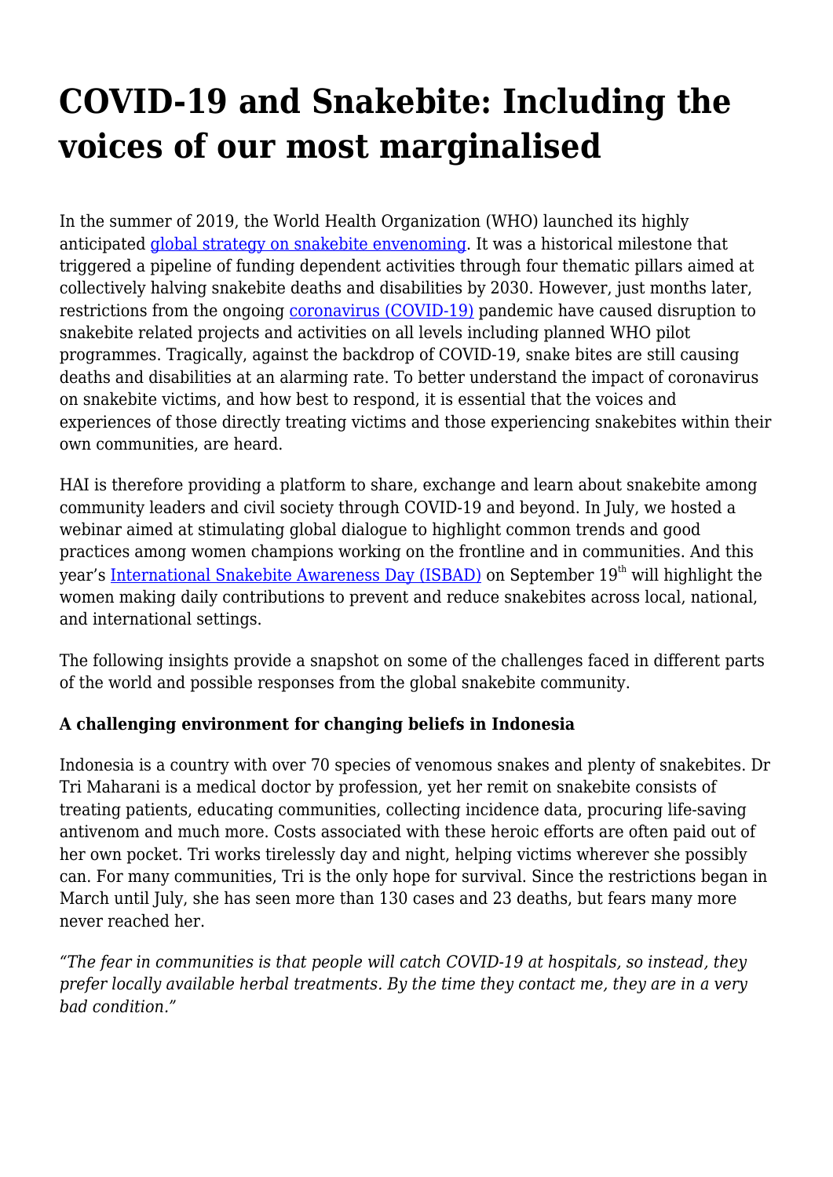# COVID-19 and Snakebite: Including the voices of our most marginalised

In the summer of 2019, the World Health Organization (WHO) launched its highly anticipated [global strategy on snakebite envenoming](). It was a historical milestone that triggered a pipeline of funding dependent activities through four thematic pillars aimed at collectively halving snakebite deaths and disabilities by 2030. However, just months later, restrictions from the ongoing [coronavirus (COVID-19)]() pandemic have caused disruption to snakebite related projects and activities on all levels including planned WHO pilot programmes. Tragically, against the backdrop of COVID-19, snake bites are still causing deaths and disabilities at an alarming rate. To better understand the impact of coronavirus on snakebite victims, and how best to respond, it is essential that the voices and experiences of those directly treating victims and those experiencing snakebites within their own communities, are heard.

HAI is therefore providing a platform to share, exchange and learn about snakebite among community leaders and civil society through COVID-19 and beyond. In July, we hosted a webinar aimed at stimulating global dialogue to highlight common trends and good practices among women champions working on the frontline and in communities. And this year's [International Snakebite Awareness Day (ISBAD)]() on September 19th will highlight the women making daily contributions to prevent and reduce snakebites across local, national, and international settings.

The following insights provide a snapshot on some of the challenges faced in different parts of the world and possible responses from the global snakebite community.

**A challenging environment for changing beliefs in Indonesia**

Indonesia is a country with over 70 species of venomous snakes and plenty of snakebites. Dr Tri Maharani is a medical doctor by profession, yet her remit on snakebite consists of treating patients, educating communities, collecting incidence data, procuring life-saving antivenom and much more. Costs associated with these heroic efforts are often paid out of her own pocket. Tri works tirelessly day and night, helping victims wherever she possibly can. For many communities, Tri is the only hope for survival. Since the restrictions began in March until July, she has seen more than 130 cases and 23 deaths, but fears many more never reached her.

*"The fear in communities is that people will catch COVID-19 at hospitals, so instead, they prefer locally available herbal treatments. By the time they contact me, they are in a very bad condition."*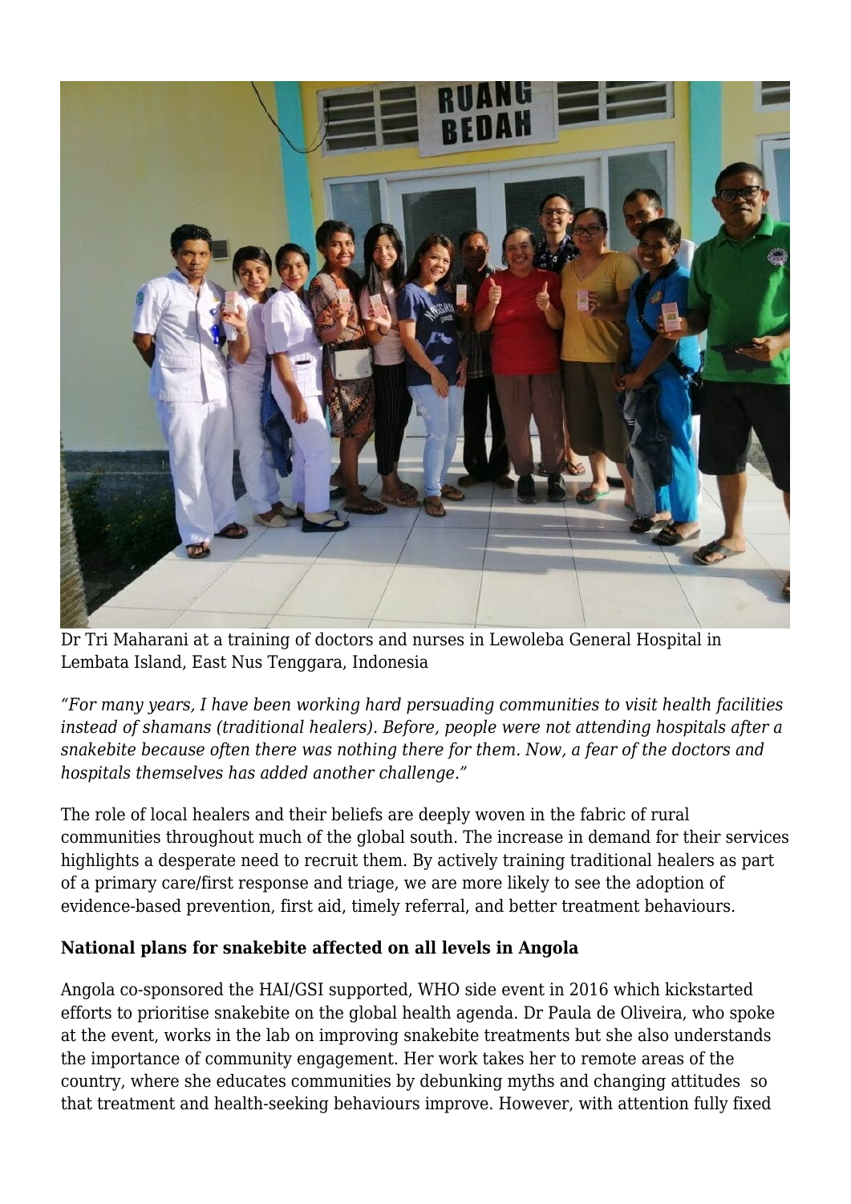Dr Tri Maharani at a training of doctors and nurses in Lewoleba General Hospital in Lembata Island, East Nus Tenggara, Indonesia

*"For many years, I have been working hard persuading communities to visit health facilities instead of shamans (traditional healers). Before, people were not attending hospitals after a snakebite because often there was nothing there for them. Now, a fear of the doctors and hospitals themselves has added another challenge."*

The role of local healers and their beliefs are deeply woven in the fabric of rural communities throughout much of the global south. The increase in demand for their services highlights a desperate need to recruit them. By actively training traditional healers as part of a primary care/first response and triage, we are more likely to see the adoption of evidence-based prevention, first aid, timely referral, and better treatment behaviours.

**National plans for snakebite affected on all levels in Angola**

Angola co-sponsored the HAI/GSI supported, WHO side event in 2016 which kickstarted efforts to prioritise snakebite on the global health agenda. Dr Paula de Oliveira, who spoke at the event, works in the lab on improving snakebite treatments but she also understands the importance of community engagement. Her work takes her to remote areas of the country, where she educates communities by debunking myths and changing attitudes so that treatment and health-seeking behaviours improve. However, with attention fully fixed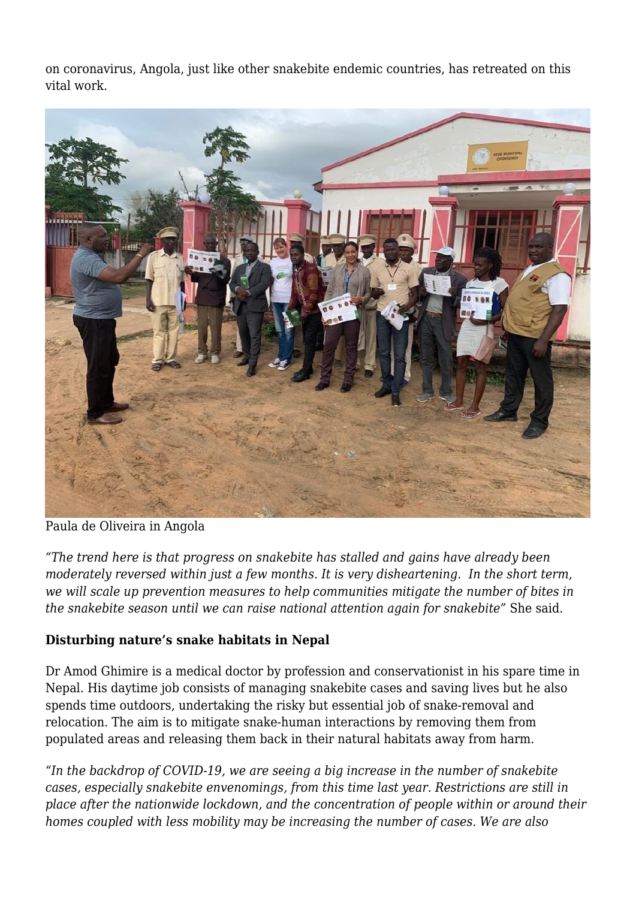on coronavirus, Angola, just like other snakebite endemic countries, has retreated on this vital work.

Paula de Oliveira in Angola

*"The trend here is that progress on snakebite has stalled and gains have already been moderately reversed within just a few months. It is very disheartening. In the short term, we will scale up prevention measures to help communities mitigate the number of bites in the snakebite season until we can raise national attention again for snakebite"* She said.

**Disturbing nature's snake habitats in Nepal**

Dr Amod Ghimire is a medical doctor by profession and conservationist in his spare time in Nepal. His daytime job consists of managing snakebite cases and saving lives but he also spends time outdoors, undertaking the risky but essential job of snake-removal and relocation. The aim is to mitigate snake-human interactions by removing them from populated areas and releasing them back in their natural habitats away from harm.

*"In the backdrop of COVID-19, we are seeing a big increase in the number of snakebite cases, especially snakebite envenomings, from this time last year. Restrictions are still in place after the nationwide lockdown, and the concentration of people within or around their homes coupled with less mobility may be increasing the number of cases. We are also*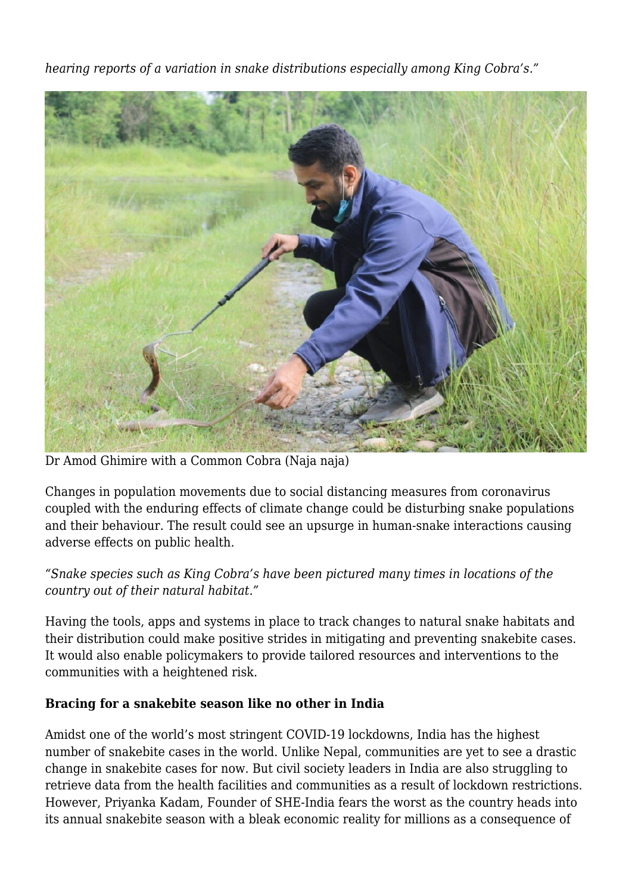*hearing reports of a variation in snake distributions especially among King Cobra's."*

Dr Amod Ghimire with a Common Cobra (Naja naja)

Changes in population movements due to social distancing measures from coronavirus coupled with the enduring effects of climate change could be disturbing snake populations and their behaviour. The result could see an upsurge in human-snake interactions causing adverse effects on public health.

*"Snake species such as King Cobra's have been pictured many times in locations of the country out of their natural habitat."*

Having the tools, apps and systems in place to track changes to natural snake habitats and their distribution could make positive strides in mitigating and preventing snakebite cases. It would also enable policymakers to provide tailored resources and interventions to the communities with a heightened risk.

**Bracing for a snakebite season like no other in India**

Amidst one of the world's most stringent COVID-19 lockdowns, India has the highest number of snakebite cases in the world. Unlike Nepal, communities are yet to see a drastic change in snakebite cases for now. But civil society leaders in India are also struggling to retrieve data from the health facilities and communities as a result of lockdown restrictions. However, Priyanka Kadam, Founder of SHE-India fears the worst as the country heads into its annual snakebite season with a bleak economic reality for millions as a consequence of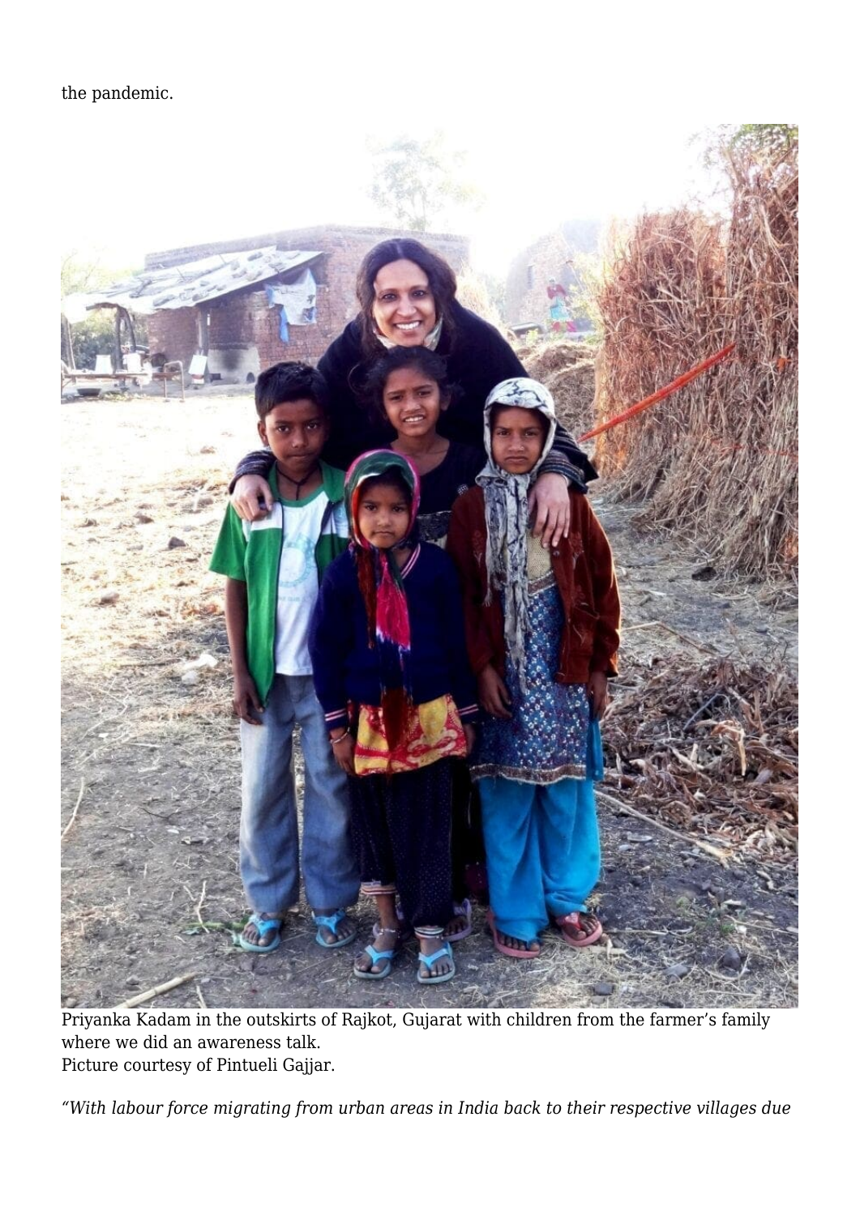the pandemic.

Priyanka Kadam in the outskirts of Rajkot, Gujarat with children from the farmer's family where we did an awareness talk.
Picture courtesy of Pintueli Gajjar.

*"With labour force migrating from urban areas in India back to their respective villages due*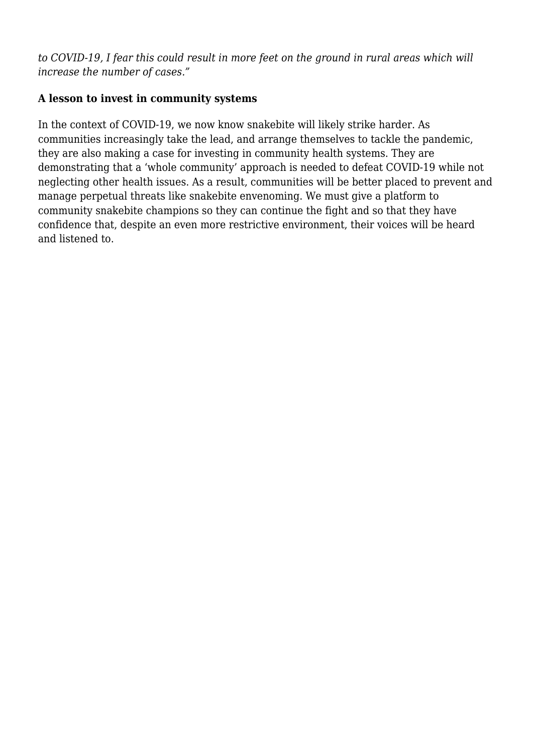*to COVID-19, I fear this could result in more feet on the ground in rural areas which will increase the number of cases."*

**A lesson to invest in community systems**

In the context of COVID-19, we now know snakebite will likely strike harder. As communities increasingly take the lead, and arrange themselves to tackle the pandemic, they are also making a case for investing in community health systems. They are demonstrating that a 'whole community' approach is needed to defeat COVID-19 while not neglecting other health issues. As a result, communities will be better placed to prevent and manage perpetual threats like snakebite envenoming. We must give a platform to community snakebite champions so they can continue the fight and so that they have confidence that, despite an even more restrictive environment, their voices will be heard and listened to.